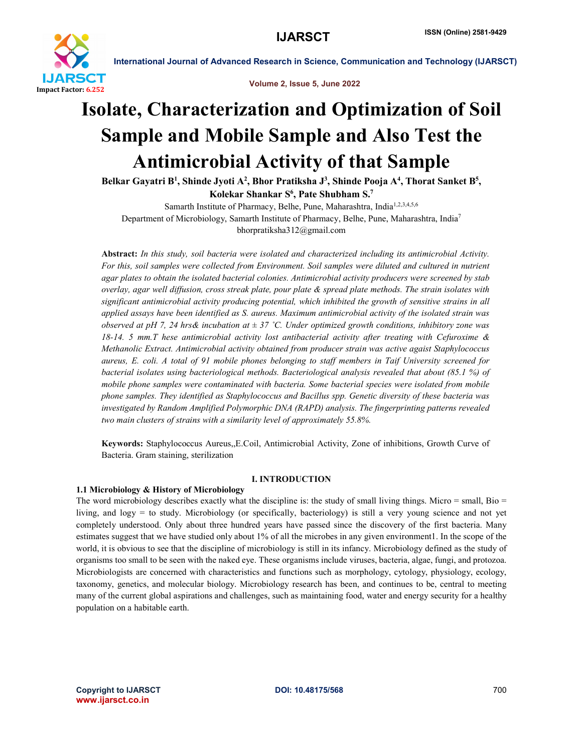# Isolate, Characterization and Optimization of Soil Sample and Mobile Sample and Also Test the Antimicrobial Activity of that Sample

**Belkar Gayatri B[1], Shinde Jyoti A[2], Bhor Pratiksha J[3], Shinde Pooja A[4], Thorat Sanket B[5], Kolekar Shankar S[6], Pate Shubham S.[7]**

Samarth Institute of Pharmacy, Belhe, Pune, Maharashtra, India[1,2,3,4,5,6]

Department of Microbiology, Samarth Institute of Pharmacy, Belhe, Pune, Maharashtra, India[7]

bhorpratiksha312@gmail.com

**Abstract:** *In this study, soil bacteria were isolated and characterized including its antimicrobial Activity. For this, soil samples were collected from Environment. Soil samples were diluted and cultured in nutrient agar plates to obtain the isolated bacterial colonies. Antimicrobial activity producers were screened by stab overlay, agar well diffusion, cross streak plate, pour plate & spread plate methods. The strain isolates with significant antimicrobial activity producing potential, which inhibited the growth of sensitive strains in all applied assays have been identified as S. aureus. Maximum antimicrobial activity of the isolated strain was observed at pH 7, 24 hrs& incubation at ± 37 ˚C. Under optimized growth conditions, inhibitory zone was 18-14. 5 mm.T hese antimicrobial activity lost antibacterial activity after treating with Cefuroxime & Methanolic Extract. Antimicrobial activity obtained from producer strain was active agaist Staphylococcus aureus, E. coli. A total of 91 mobile phones belonging to staff members in Taif University screened for bacterial isolates using bacteriological methods. Bacteriological analysis revealed that about (85.1 %) of mobile phone samples were contaminated with bacteria. Some bacterial species were isolated from mobile phone samples. They identified as Staphylococcus and Bacillus spp. Genetic diversity of these bacteria was investigated by Random Amplified Polymorphic DNA (RAPD) analysis. The fingerprinting patterns revealed two main clusters of strains with a similarity level of approximately 55.8%.*

**Keywords:** Staphylococcus Aureus,,E.Coil, Antimicrobial Activity, Zone of inhibitions, Growth Curve of Bacteria. Gram staining, sterilization

## I. INTRODUCTION

### 1.1 Microbiology & History of Microbiology

The word microbiology describes exactly what the discipline is: the study of small living things. Micro = small, Bio = living, and logy = to study. Microbiology (or specifically, bacteriology) is still a very young science and not yet completely understood. Only about three hundred years have passed since the discovery of the first bacteria. Many estimates suggest that we have studied only about 1% of all the microbes in any given environment1. In the scope of the world, it is obvious to see that the discipline of microbiology is still in its infancy. Microbiology defined as the study of organisms too small to be seen with the naked eye. These organisms include viruses, bacteria, algae, fungi, and protozoa. Microbiologists are concerned with characteristics and functions such as morphology, cytology, physiology, ecology, taxonomy, genetics, and molecular biology. Microbiology research has been, and continues to be, central to meeting many of the current global aspirations and challenges, such as maintaining food, water and energy security for a healthy population on a habitable earth.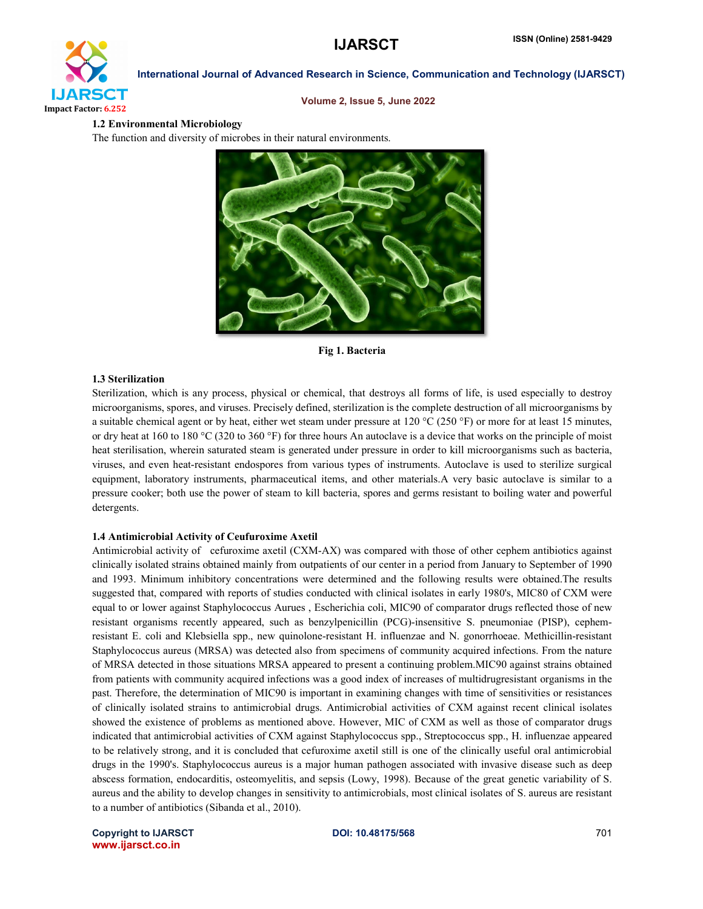### 1.2 Environmental Microbiology

The function and diversity of microbes in their natural environments.

**Fig 1. Bacteria**

### 1.3 Sterilization

Sterilization, which is any process, physical or chemical, that destroys all forms of life, is used especially to destroy microorganisms, spores, and viruses. Precisely defined, sterilization is the complete destruction of all microorganisms by a suitable chemical agent or by heat, either wet steam under pressure at 120 °C (250 °F) or more for at least 15 minutes, or dry heat at 160 to 180 °C (320 to 360 °F) for three hours An autoclave is a device that works on the principle of moist heat sterilisation, wherein saturated steam is generated under pressure in order to kill microorganisms such as bacteria, viruses, and even heat-resistant endospores from various types of instruments. Autoclave is used to sterilize surgical equipment, laboratory instruments, pharmaceutical items, and other materials.A very basic autoclave is similar to a pressure cooker; both use the power of steam to kill bacteria, spores and germs resistant to boiling water and powerful detergents.

### 1.4 Antimicrobial Activity of Ceufuroxime Axetil

Antimicrobial activity of cefuroxime axetil (CXM-AX) was compared with those of other cephem antibiotics against clinically isolated strains obtained mainly from outpatients of our center in a period from January to September of 1990 and 1993. Minimum inhibitory concentrations were determined and the following results were obtained.The results suggested that, compared with reports of studies conducted with clinical isolates in early 1980's, MIC80 of CXM were equal to or lower against Staphylococcus Aurues , Escherichia coli, MIC90 of comparator drugs reflected those of new resistant organisms recently appeared, such as benzylpenicillin (PCG)-insensitive S. pneumoniae (PISP), cephem-resistant E. coli and Klebsiella spp., new quinolone-resistant H. influenzae and N. gonorrhoeae. Methicillin-resistant Staphylococcus aureus (MRSA) was detected also from specimens of community acquired infections. From the nature of MRSA detected in those situations MRSA appeared to present a continuing problem.MIC90 against strains obtained from patients with community acquired infections was a good index of increases of multidrugresistant organisms in the past. Therefore, the determination of MIC90 is important in examining changes with time of sensitivities or resistances of clinically isolated strains to antimicrobial drugs. Antimicrobial activities of CXM against recent clinical isolates showed the existence of problems as mentioned above. However, MIC of CXM as well as those of comparator drugs indicated that antimicrobial activities of CXM against Staphylococcus spp., Streptococcus spp., H. influenzae appeared to be relatively strong, and it is concluded that cefuroxime axetil still is one of the clinically useful oral antimicrobial drugs in the 1990's. Staphylococcus aureus is a major human pathogen associated with invasive disease such as deep abscess formation, endocarditis, osteomyelitis, and sepsis (Lowy, 1998). Because of the great genetic variability of S. aureus and the ability to develop changes in sensitivity to antimicrobials, most clinical isolates of S. aureus are resistant to a number of antibiotics (Sibanda et al., 2010).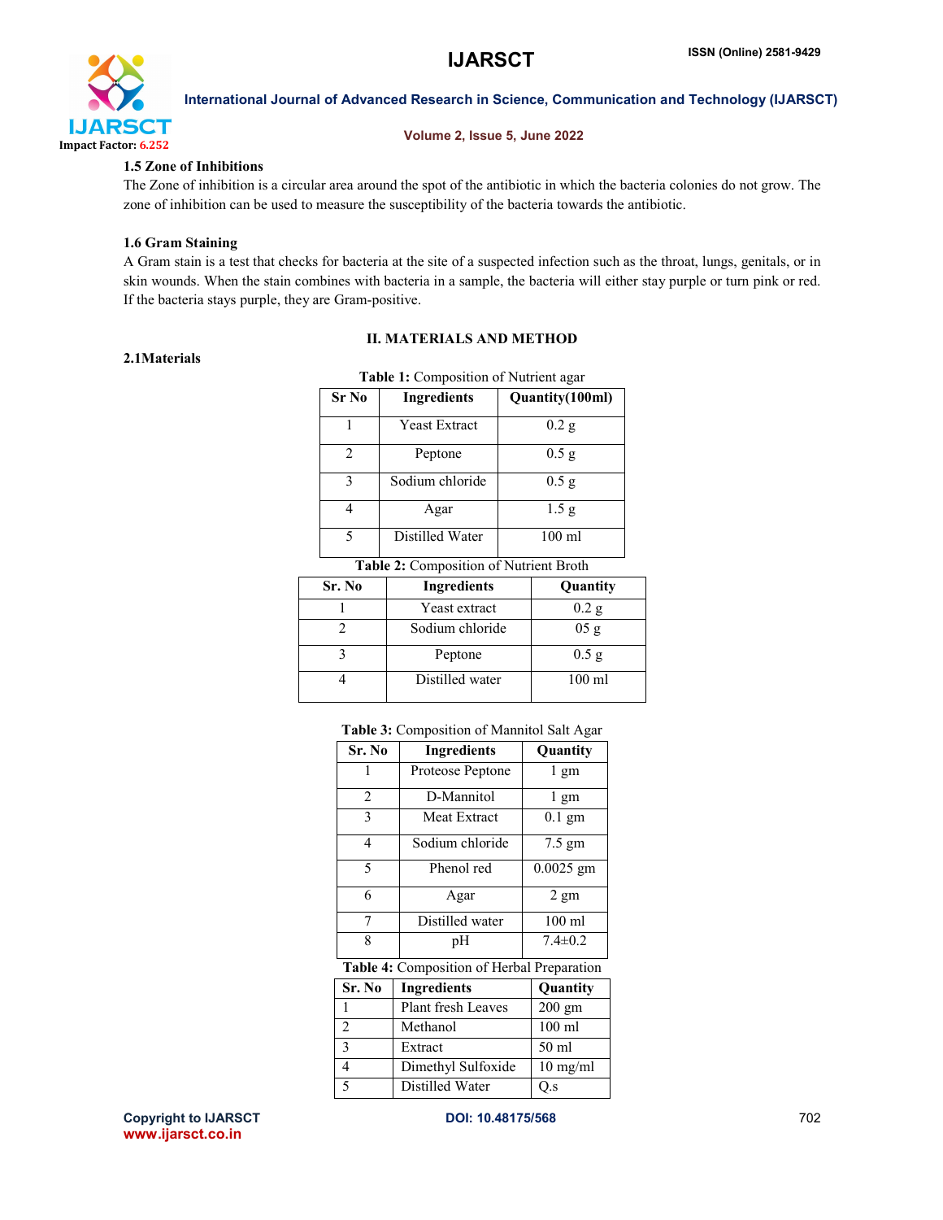### 1.5 Zone of Inhibitions

The Zone of inhibition is a circular area around the spot of the antibiotic in which the bacteria colonies do not grow. The zone of inhibition can be used to measure the susceptibility of the bacteria towards the antibiotic.

### 1.6 Gram Staining

A Gram stain is a test that checks for bacteria at the site of a suspected infection such as the throat, lungs, genitals, or in skin wounds. When the stain combines with bacteria in a sample, the bacteria will either stay purple or turn pink or red. If the bacteria stays purple, they are Gram-positive.

## II. MATERIALS AND METHOD

### 2.1Materials

**Table 1:** Composition of Nutrient agar

| Sr No | Ingredients | Quantity(100ml) |
|---|---|---|
| 1 | Yeast Extract | 0.2 g |
| 2 | Peptone | 0.5 g |
| 3 | Sodium chloride | 0.5 g |
| 4 | Agar | 1.5 g |
| 5 | Distilled Water | 100 ml |

**Table 2:** Composition of Nutrient Broth

| Sr. No | Ingredients | Quantity |
|---|---|---|
| 1 | Yeast extract | 0.2 g |
| 2 | Sodium chloride | 05 g |
| 3 | Peptone | 0.5 g |
| 4 | Distilled water | 100 ml |

**Table 3:** Composition of Mannitol Salt Agar

| Sr. No | Ingredients | Quantity |
|---|---|---|
| 1 | Proteose Peptone | 1 gm |
| 2 | D-Mannitol | 1 gm |
| 3 | Meat Extract | 0.1 gm |
| 4 | Sodium chloride | 7.5 gm |
| 5 | Phenol red | 0.0025 gm |
| 6 | Agar | 2 gm |
| 7 | Distilled water | 100 ml |
| 8 | pH | 7.4±0.2 |

**Table 4:** Composition of Herbal Preparation

| Sr. No | Ingredients | Quantity |
|---|---|---|
| 1 | Plant fresh Leaves | 200 gm |
| 2 | Methanol | 100 ml |
| 3 | Extract | 50 ml |
| 4 | Dimethyl Sulfoxide | 10 mg/ml |
| 5 | Distilled Water | Q.s |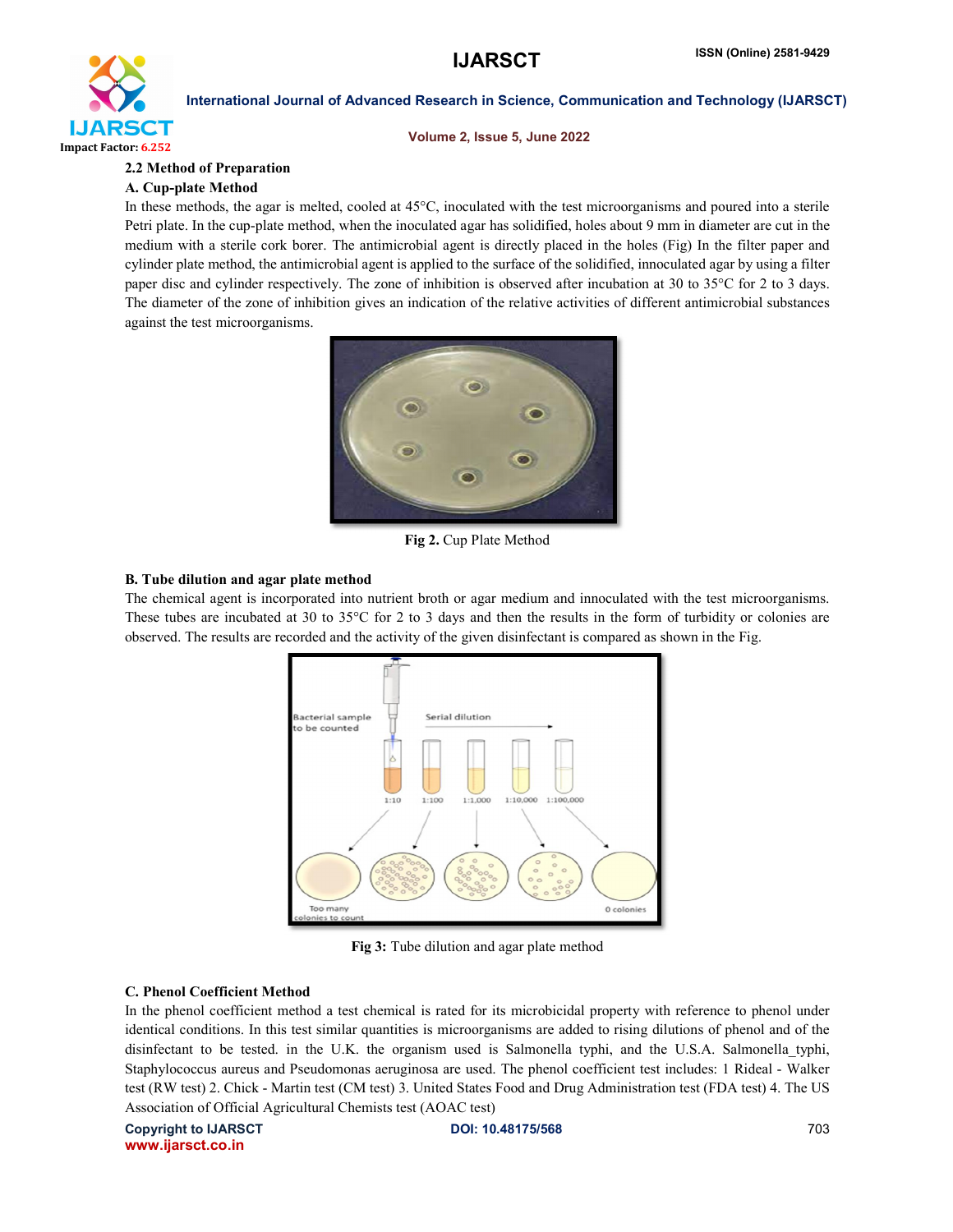### 2.2 Method of Preparation

#### A. Cup-plate Method

In these methods, the agar is melted, cooled at 45°C, inoculated with the test microorganisms and poured into a sterile Petri plate. In the cup-plate method, when the inoculated agar has solidified, holes about 9 mm in diameter are cut in the medium with a sterile cork borer. The antimicrobial agent is directly placed in the holes (Fig) In the filter paper and cylinder plate method, the antimicrobial agent is applied to the surface of the solidified, innoculated agar by using a filter paper disc and cylinder respectively. The zone of inhibition is observed after incubation at 30 to 35°C for 2 to 3 days. The diameter of the zone of inhibition gives an indication of the relative activities of different antimicrobial substances against the test microorganisms.

**Fig 2.** Cup Plate Method

#### B. Tube dilution and agar plate method

The chemical agent is incorporated into nutrient broth or agar medium and innoculated with the test microorganisms. These tubes are incubated at 30 to 35°C for 2 to 3 days and then the results in the form of turbidity or colonies are observed. The results are recorded and the activity of the given disinfectant is compared as shown in the Fig.

**Fig 3:** Tube dilution and agar plate method

#### C. Phenol Coefficient Method

In the phenol coefficient method a test chemical is rated for its microbicidal property with reference to phenol under identical conditions. In this test similar quantities is microorganisms are added to rising dilutions of phenol and of the disinfectant to be tested. in the U.K. the organism used is Salmonella typhi, and the U.S.A. Salmonella_typhi, Staphylococcus aureus and Pseudomonas aeruginosa are used. The phenol coefficient test includes: 1 Rideal - Walker test (RW test) 2. Chick - Martin test (CM test) 3. United States Food and Drug Administration test (FDA test) 4. The US Association of Official Agricultural Chemists test (AOAC test)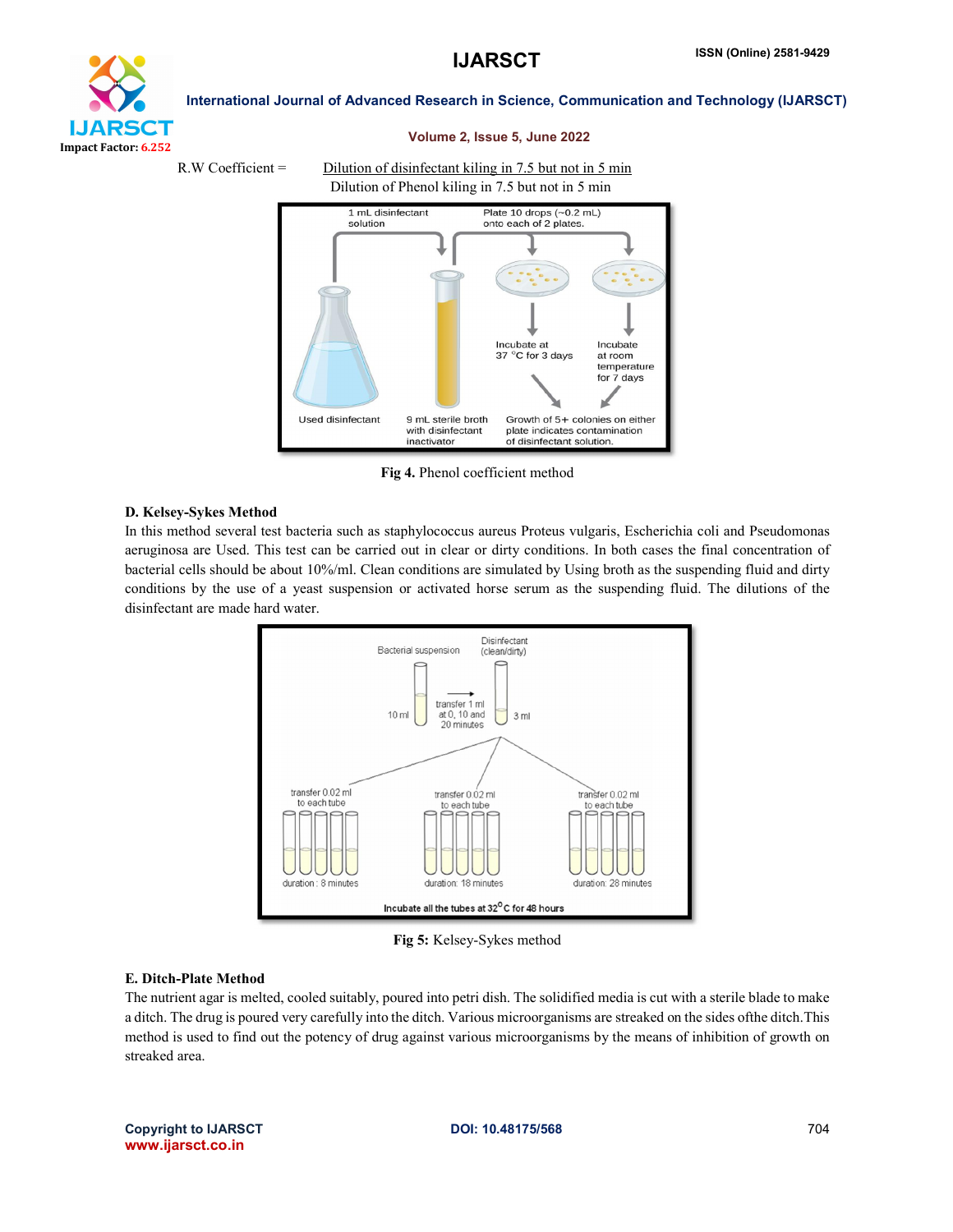R.W Coefficient = $\frac{\text{Dilution of disinfectant kiling in 7.5 but not in 5 min}}{\text{Dilution of Phenol kiling in 7.5 but not in 5 min}}$

**Fig 4.** Phenol coefficient method

### D. Kelsey-Sykes Method

In this method several test bacteria such as staphylococcus aureus Proteus vulgaris, Escherichia coli and Pseudomonas aeruginosa are Used. This test can be carried out in clear or dirty conditions. In both cases the final concentration of bacterial cells should be about 10%/ml. Clean conditions are simulated by Using broth as the suspending fluid and dirty conditions by the use of a yeast suspension or activated horse serum as the suspending fluid. The dilutions of the disinfectant are made hard water.

**Fig 5:** Kelsey-Sykes method

### E. Ditch-Plate Method

The nutrient agar is melted, cooled suitably, poured into petri dish. The solidified media is cut with a sterile blade to make a ditch. The drug is poured very carefully into the ditch. Various microorganisms are streaked on the sides ofthe ditch.This method is used to find out the potency of drug against various microorganisms by the means of inhibition of growth on streaked area.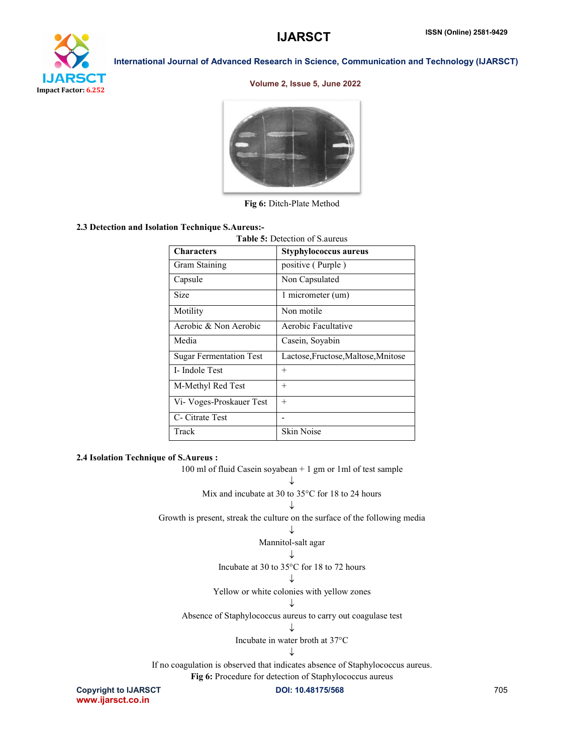Fig 6: Ditch-Plate Method

### 2.3 Detection and Isolation Technique S.Aureus:-

**Table 5:** Detection of S.aureus

| Characters | Styphylococcus aureus |
|---|---|
| Gram Staining | positive ( Purple ) |
| Capsule | Non Capsulated |
| Size | 1 micrometer (um) |
| Motility | Non motile |
| Aerobic & Non Aerobic | Aerobic Facultative |
| Media | Casein, Soyabin |
| Sugar Fermentation Test | Lactose,Fructose,Maltose,Mnitose |
| I- Indole Test | + |
| M-Methyl Red Test | + |
| Vi- Voges-Proskauer Test | + |
| C- Citrate Test | - |
| Track | Skin Noise |

### 2.4 Isolation Technique of S.Aureus :

100 ml of fluid Casein soyabean + 1 gm or 1ml of test sample

↓

Mix and incubate at 30 to 35°C for 18 to 24 hours

↓

Growth is present, streak the culture on the surface of the following media

↓

Mannitol-salt agar

↓

Incubate at 30 to 35°C for 18 to 72 hours

↓

Yellow or white colonies with yellow zones

↓

Absence of Staphylococcus aureus to carry out coagulase test

↓

Incubate in water broth at 37°C

↓

If no coagulation is observed that indicates absence of Staphylococcus aureus.

**Fig 6:** Procedure for detection of Staphylococcus aureus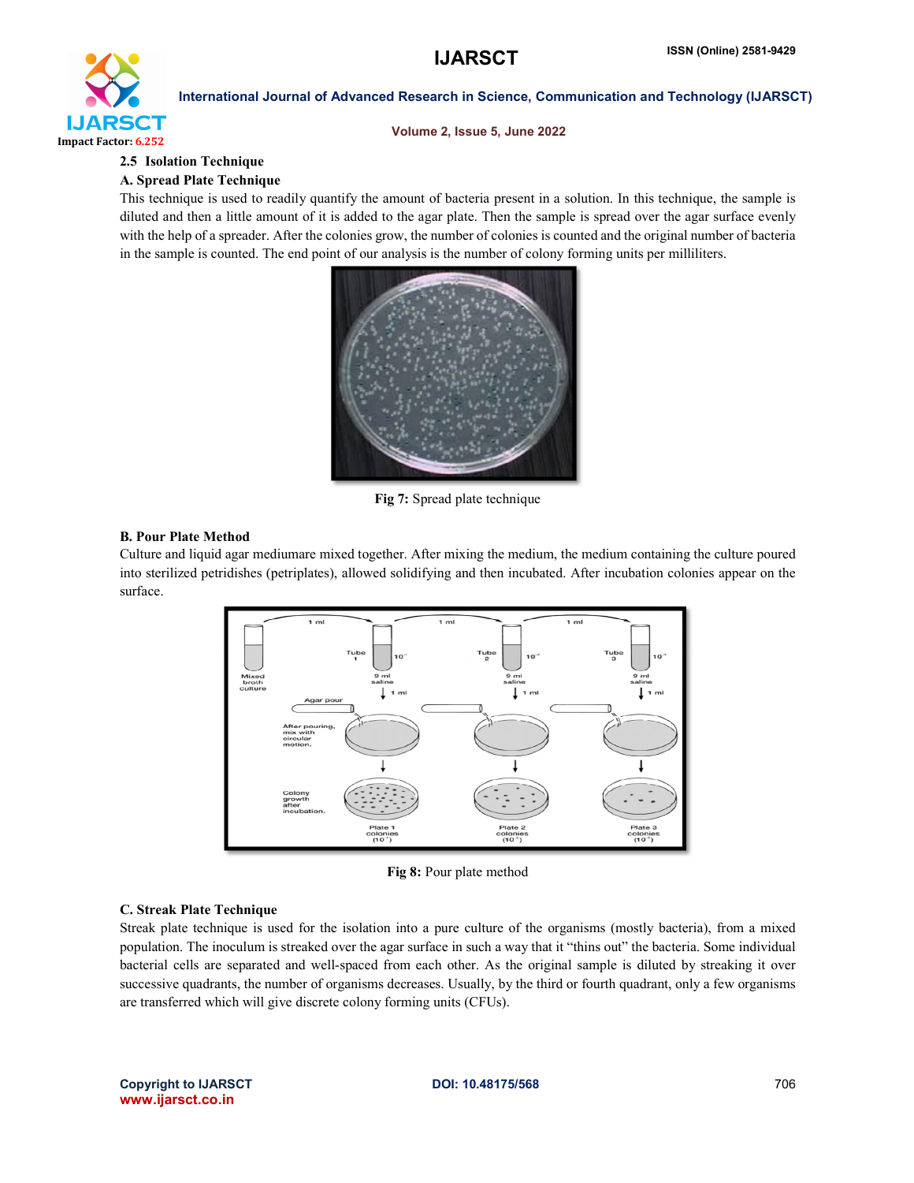### 2.5 Isolation Technique

#### A. Spread Plate Technique

This technique is used to readily quantify the amount of bacteria present in a solution. In this technique, the sample is diluted and then a little amount of it is added to the agar plate. Then the sample is spread over the agar surface evenly with the help of a spreader. After the colonies grow, the number of colonies is counted and the original number of bacteria in the sample is counted. The end point of our analysis is the number of colony forming units per milliliters.

**Fig 7:** Spread plate technique

#### B. Pour Plate Method

Culture and liquid agar mediumare mixed together. After mixing the medium, the medium containing the culture poured into sterilized petridishes (petriplates), allowed solidifying and then incubated. After incubation colonies appear on the surface.

**Fig 8:** Pour plate method

#### C. Streak Plate Technique

Streak plate technique is used for the isolation into a pure culture of the organisms (mostly bacteria), from a mixed population. The inoculum is streaked over the agar surface in such a way that it "thins out" the bacteria. Some individual bacterial cells are separated and well-spaced from each other. As the original sample is diluted by streaking it over successive quadrants, the number of organisms decreases. Usually, by the third or fourth quadrant, only a few organisms are transferred which will give discrete colony forming units (CFUs).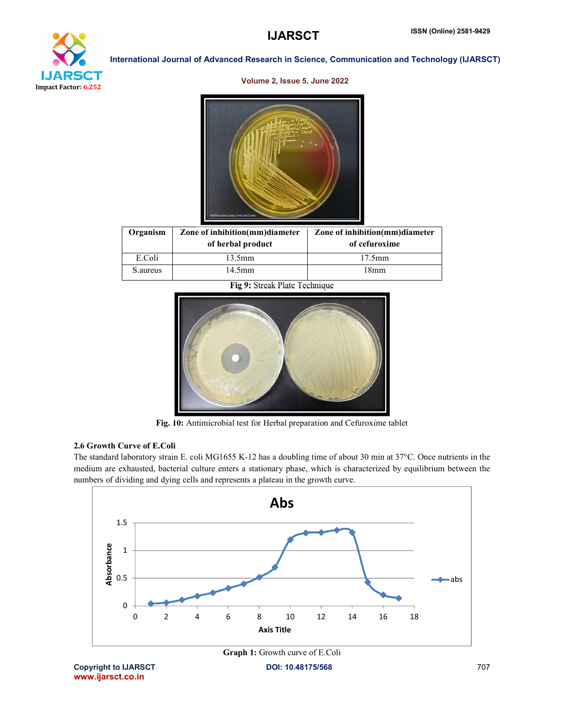| Organism | Zone of inhibition(mm)diameter of herbal product | Zone of inhibition(mm)diameter of cefuroxime |
|---|---|---|
| E.Coli | 13.5mm | 17.5mm |
| S.aureus | 14.5mm | 18mm |

**Fig 9:** Streak Plate Technique

**Fig. 10:** Antimicrobial test for Herbal preparation and Cefuroxime tablet

### 2.6 Growth Curve of E.Coli

The standard laboratory strain E. coli MG1655 K-12 has a doubling time of about 30 min at 37°C. Once nutrients in the medium are exhausted, bacterial culture enters a stationary phase, which is characterized by equilibrium between the numbers of dividing and dying cells and represents a plateau in the growth curve.

**Graph 1:** Growth curve of E.Coli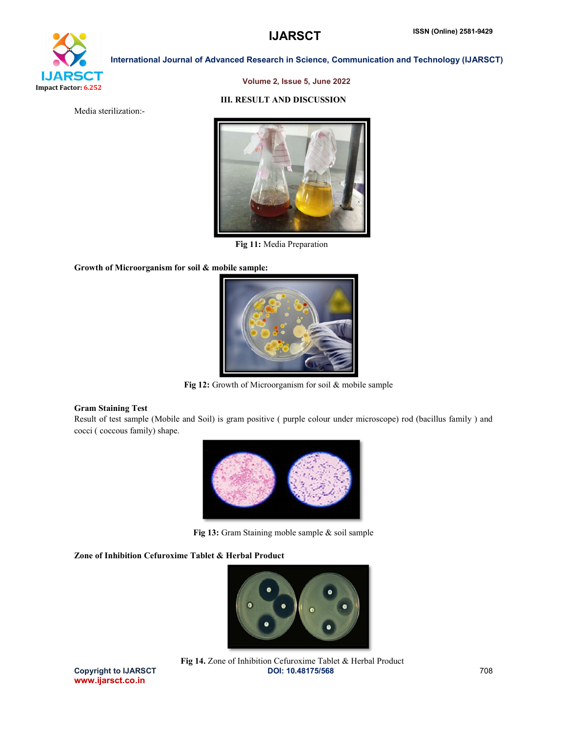## III. RESULT AND DISCUSSION

Media sterilization:-

**Fig 11:** Media Preparation

**Growth of Microorganism for soil & mobile sample:**

**Fig 12:** Growth of Microorganism for soil & mobile sample

**Gram Staining Test**

Result of test sample (Mobile and Soil) is gram positive ( purple colour under microscope) rod (bacillus family ) and cocci ( coccous family) shape.

**Fig 13:** Gram Staining moble sample & soil sample

**Zone of Inhibition Cefuroxime Tablet & Herbal Product**

**Fig 14.** Zone of Inhibition Cefuroxime Tablet & Herbal Product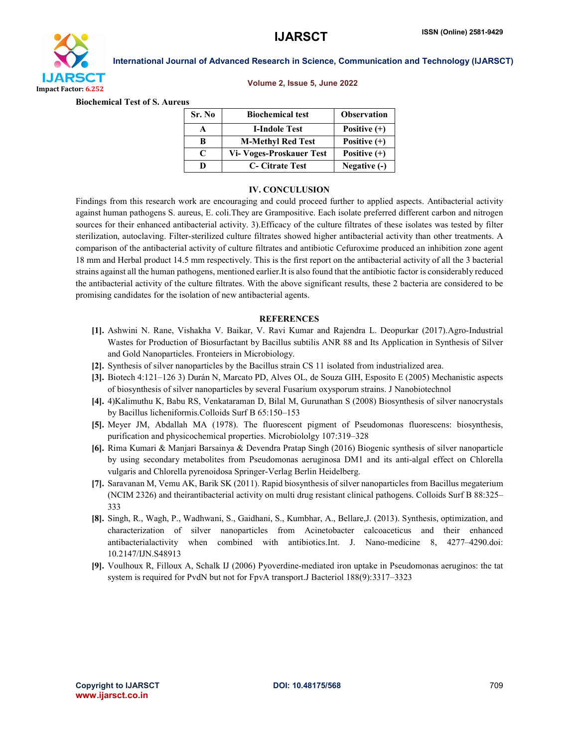**Biochemical Test of S. Aureus**

| Sr. No | Biochemical test | Observation |
|---|---|---|
| A | I-Indole Test | Positive (+) |
| B | M-Methyl Red Test | Positive (+) |
| C | Vi- Voges-Proskauer Test | Positive (+) |
| D | C- Citrate Test | Negative (-) |

## IV. CONCUILUSION

Findings from this research work are encouraging and could proceed further to applied aspects. Antibacterial activity against human pathogens S. aureus, E. coli.They are Grampositive. Each isolate preferred different carbon and nitrogen sources for their enhanced antibacterial activity. 3).Efficacy of the culture filtrates of these isolates was tested by filter sterilization, autoclaving. Filter-sterilized culture filtrates showed higher antibacterial activity than other treatments. A comparison of the antibacterial activity of culture filtrates and antibiotic Cefuroxime produced an inhibition zone agent 18 mm and Herbal product 14.5 mm respectively. This is the first report on the antibacterial activity of all the 3 bacterial strains against all the human pathogens, mentioned earlier.It is also found that the antibiotic factor is considerably reduced the antibacterial activity of the culture filtrates. With the above significant results, these 2 bacteria are considered to be promising candidates for the isolation of new antibacterial agents.

## REFERENCES

[1]. Ashwini N. Rane, Vishakha V. Baikar, V. Ravi Kumar and Rajendra L. Deopurkar (2017).Agro-Industrial Wastes for Production of Biosurfactant by Bacillus subtilis ANR 88 and Its Application in Synthesis of Silver and Gold Nanoparticles. Fronteiers in Microbiology.

[2]. Synthesis of silver nanoparticles by the Bacillus strain CS 11 isolated from industrialized area.

[3]. Biotech 4:121–126 3) Durán N, Marcato PD, Alves OL, de Souza GIH, Esposito E (2005) Mechanistic aspects of biosynthesis of silver nanoparticles by several Fusarium oxysporum strains. J Nanobiotechnol

[4]. 4)Kalimuthu K, Babu RS, Venkataraman D, Bilal M, Gurunathan S (2008) Biosynthesis of silver nanocrystals by Bacillus licheniformis.Colloids Surf B 65:150–153

[5]. Meyer JM, Abdallah MA (1978). The fluorescent pigment of Pseudomonas fluorescens: biosynthesis, purification and physicochemical properties. Microbiololgy 107:319–328

[6]. Rima Kumari & Manjari Barsainya & Devendra Pratap Singh (2016) Biogenic synthesis of silver nanoparticle by using secondary metabolites from Pseudomonas aeruginosa DM1 and its anti-algal effect on Chlorella vulgaris and Chlorella pyrenoidosa Springer-Verlag Berlin Heidelberg.

[7]. Saravanan M, Vemu AK, Barik SK (2011). Rapid biosynthesis of silver nanoparticles from Bacillus megaterium (NCIM 2326) and theirantibacterial activity on multi drug resistant clinical pathogens. Colloids Surf B 88:325–333

[8]. Singh, R., Wagh, P., Wadhwani, S., Gaidhani, S., Kumbhar, A., Bellare,J. (2013). Synthesis, optimization, and characterization of silver nanoparticles from Acinetobacter calcoaceticus and their enhanced antibacterialactivity when combined with antibiotics.Int. J. Nano-medicine 8, 4277–4290.doi: 10.2147/IJN.S48913

[9]. Voulhoux R, Filloux A, Schalk IJ (2006) Pyoverdine-mediated iron uptake in Pseudomonas aeruginos: the tat system is required for PvdN but not for FpvA transport.J Bacteriol 188(9):3317–3323